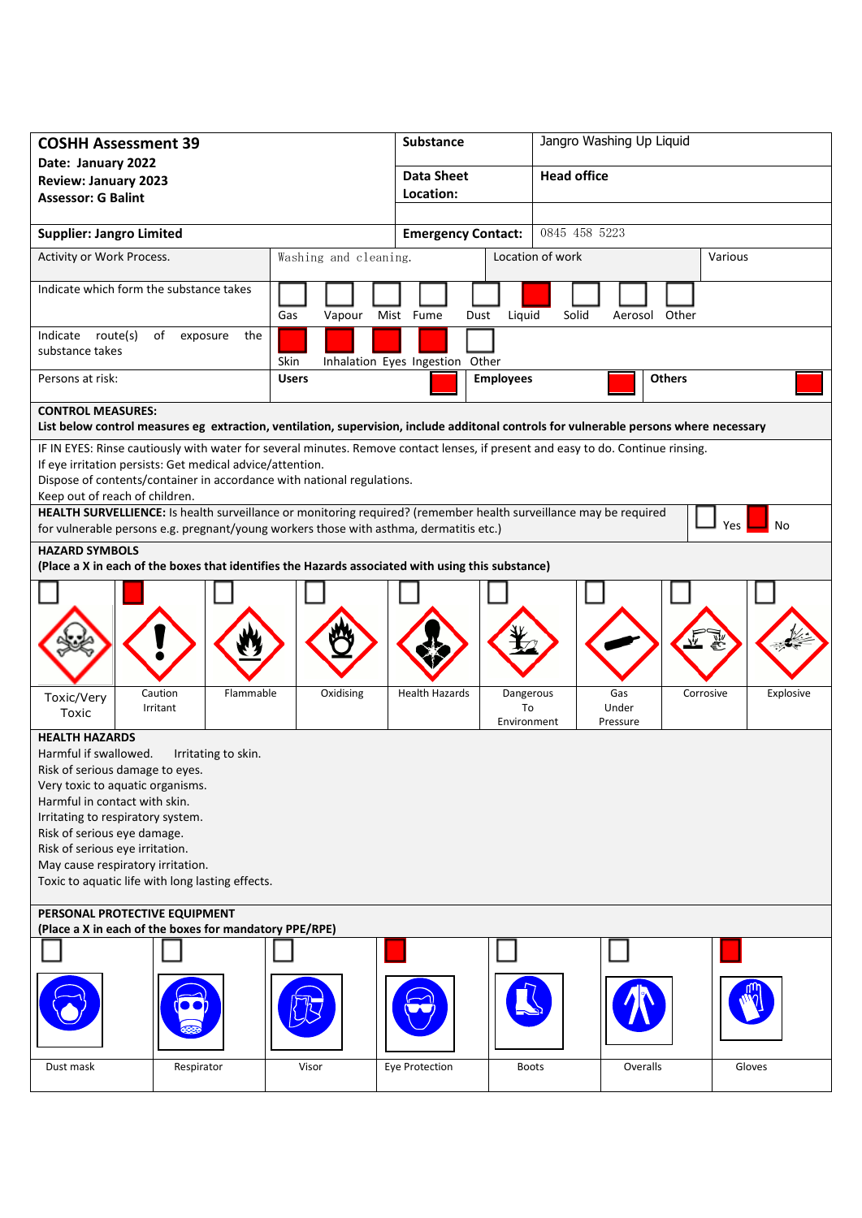| **COSHH Assessment 39**<br>**Date: January 2022**<br>**Review: January 2023**<br>**Assessor: G Balint** | **Substance** | Jangro Washing Up Liquid |
|---|---|---|
| | **Data Sheet Location:** | **Head office** |
| **Supplier: Jangro Limited** | **Emergency Contact:** | 0845 458 5223 |

| | | | |
|---|---|---|---|
| Activity or Work Process. | Washing and cleaning. | Location of work | Various |

**Indicate which form the substance takes**

| Gas | Vapour | Mist | Fume | Dust | Liquid | Solid | Aerosol | Other |
|---|---|---|---|---|---|---|---|---|
| ☐ | ☐ | ☐ | ☐ | ☐ | ■ | ☐ | ☐ | ☐ |

**Indicate route(s) of exposure the substance takes**

| Skin | Inhalation | Eyes | Ingestion | Other |
|---|---|---|---|---|
| ■ | ■ | ■ | ■ | ☐ |

**Persons at risk:**

| Users | Employees | Others |
|---|---|---|
| ■ | ■ | ■ |

**CONTROL MEASURES:**
**List below control measures eg extraction, ventilation, supervision, include additonal controls for vulnerable persons where necessary**

IF IN EYES: Rinse cautiously with water for several minutes. Remove contact lenses, if present and easy to do. Continue rinsing.
If eye irritation persists: Get medical advice/attention.
Dispose of contents/container in accordance with national regulations.
Keep out of reach of children.

**HEALTH SURVELLIENCE:** Is health surveillance or monitoring required? (remember health surveillance may be required for vulnerable persons e.g. pregnant/young workers those with asthma, dermatitis etc.)

| Yes | No |
|---|---|
| ☐ | ■ |

**HAZARD SYMBOLS**
**(Place a X in each of the boxes that identifies the Hazards associated with using this substance)**

| Toxic/Very Toxic | Caution Irritant | Flammable | Oxidising | Health Hazards | Dangerous To Environment | Gas Under Pressure | Corrosive | Explosive |
|---|---|---|---|---|---|---|---|---|
| ☐ | ■ | ☐ | ☐ | ☐ | ☐ | ☐ | ☐ | ☐ |

**HEALTH HAZARDS**

Harmful if swallowed. Irritating to skin.
Risk of serious damage to eyes.
Very toxic to aquatic organisms.
Harmful in contact with skin.
Irritating to respiratory system.
Risk of serious eye damage.
Risk of serious eye irritation.
May cause respiratory irritation.
Toxic to aquatic life with long lasting effects.

**PERSONAL PROTECTIVE EQUIPMENT**
**(Place a X in each of the boxes for mandatory PPE/RPE)**

| Dust mask | Respirator | Visor | Eye Protection | Boots | Overalls | Gloves |
|---|---|---|---|---|---|---|
| ☐ | ☐ | ☐ | ■ | ☐ | ☐ | ■ |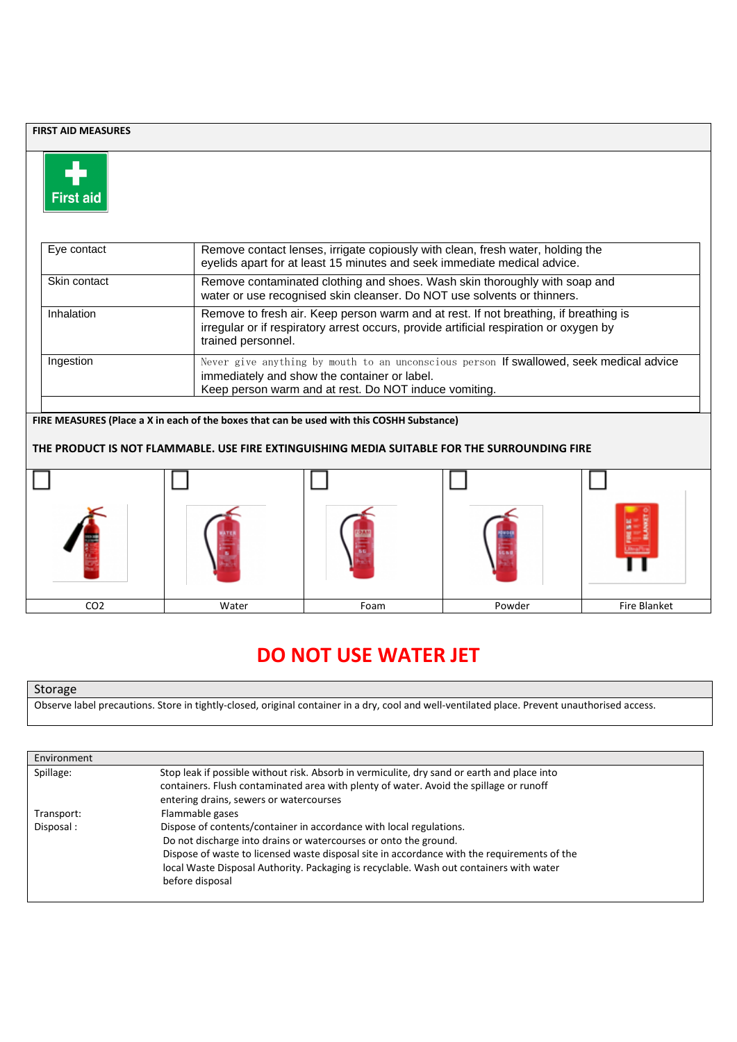## FIRST AID MEASURES

First aid

| | |
|---|---|
| Eye contact | Remove contact lenses, irrigate copiously with clean, fresh water, holding the eyelids apart for at least 15 minutes and seek immediate medical advice. |
| Skin contact | Remove contaminated clothing and shoes. Wash skin thoroughly with soap and water or use recognised skin cleanser. Do NOT use solvents or thinners. |
| Inhalation | Remove to fresh air. Keep person warm and at rest. If not breathing, if breathing is irregular or if respiratory arrest occurs, provide artificial respiration or oxygen by trained personnel. |
| Ingestion | Never give anything by mouth to an unconscious person If swallowed, seek medical advice immediately and show the container or label.<br>Keep person warm and at rest. Do NOT induce vomiting. |

## FIRE MEASURES (Place a X in each of the boxes that can be used with this COSHH Substance)

**THE PRODUCT IS NOT FLAMMABLE. USE FIRE EXTINGUISHING MEDIA SUITABLE FOR THE SURROUNDING FIRE**

| ☐ | ☐ | ☐ | ☐ | ☐ |
|---|---|---|---|---|
| $CO_2$ | Water | Foam | Powder | Fire Blanket |

## DO NOT USE WATER JET

### Storage

Observe label precautions. Store in tightly-closed, original container in a dry, cool and well-ventilated place. Prevent unauthorised access.

### Environment

| | |
|---|---|
| Spillage: | Stop leak if possible without risk. Absorb in vermiculite, dry sand or earth and place into containers. Flush contaminated area with plenty of water. Avoid the spillage or runoff entering drains, sewers or watercourses |
| Transport: | Flammable gases |
| Disposal : | Dispose of contents/container in accordance with local regulations.<br>Do not discharge into drains or watercourses or onto the ground.<br>Dispose of waste to licensed waste disposal site in accordance with the requirements of the local Waste Disposal Authority. Packaging is recyclable. Wash out containers with water before disposal |